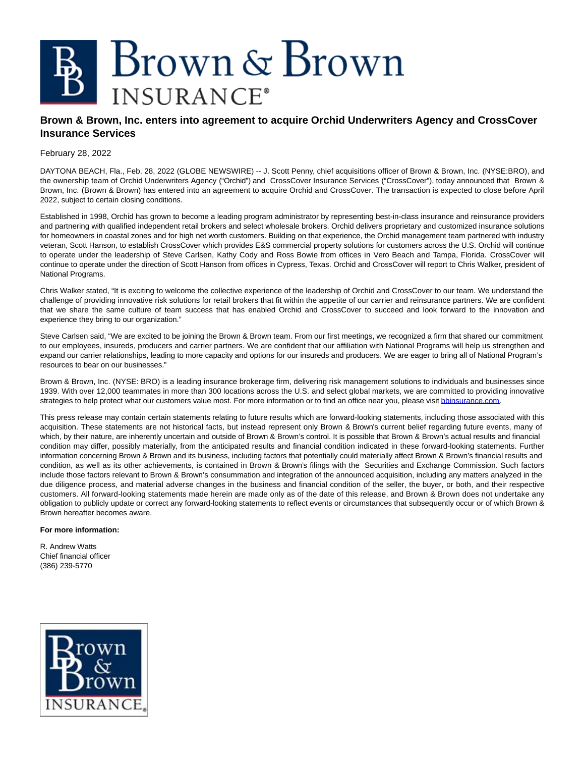# Brown & Brown, Inc. enters into agreement to acquire Orchid Underwriters Agency and CrossCover Insurance Services

February 28, 2022

DAYTONA BEACH, Fla., Feb. 28, 2022 (GLOBE NEWSWIRE) -- J. Scott Penny, chief acquisitions officer of Brown & Brown, Inc. (NYSE:BRO), and the ownership team of Orchid Underwriters Agency ("Orchid") and CrossCover Insurance Services ("CrossCover"), today announced that Brown & Brown, Inc. (Brown & Brown) has entered into an agreement to acquire Orchid and CrossCover. The transaction is expected to close before April 2022, subject to certain closing conditions.

Established in 1998, Orchid has grown to become a leading program administrator by representing best-in-class insurance and reinsurance providers and partnering with qualified independent retail brokers and select wholesale brokers. Orchid delivers proprietary and customized insurance solutions for homeowners in coastal zones and for high net worth customers. Building on that experience, the Orchid management team partnered with industry veteran, Scott Hanson, to establish CrossCover which provides E&S commercial property solutions for customers across the U.S. Orchid will continue to operate under the leadership of Steve Carlsen, Kathy Cody and Ross Bowie from offices in Vero Beach and Tampa, Florida. CrossCover will continue to operate under the direction of Scott Hanson from offices in Cypress, Texas. Orchid and CrossCover will report to Chris Walker, president of National Programs.

Chris Walker stated, "It is exciting to welcome the collective experience of the leadership of Orchid and CrossCover to our team. We understand the challenge of providing innovative risk solutions for retail brokers that fit within the appetite of our carrier and reinsurance partners. We are confident that we share the same culture of team success that has enabled Orchid and CrossCover to succeed and look forward to the innovation and experience they bring to our organization."

Steve Carlsen said, "We are excited to be joining the Brown & Brown team. From our first meetings, we recognized a firm that shared our commitment to our employees, insureds, producers and carrier partners. We are confident that our affiliation with National Programs will help us strengthen and expand our carrier relationships, leading to more capacity and options for our insureds and producers. We are eager to bring all of National Program's resources to bear on our businesses."

Brown & Brown, Inc. (NYSE: BRO) is a leading insurance brokerage firm, delivering risk management solutions to individuals and businesses since 1939. With over 12,000 teammates in more than 300 locations across the U.S. and select global markets, we are committed to providing innovative strategies to help protect what our customers value most. For more information or to find an office near you, please visit bbinsurance.com.

This press release may contain certain statements relating to future results which are forward-looking statements, including those associated with this acquisition. These statements are not historical facts, but instead represent only Brown & Brown's current belief regarding future events, many of which, by their nature, are inherently uncertain and outside of Brown & Brown's control. It is possible that Brown & Brown's actual results and financial condition may differ, possibly materially, from the anticipated results and financial condition indicated in these forward-looking statements. Further information concerning Brown & Brown and its business, including factors that potentially could materially affect Brown & Brown's financial results and condition, as well as its other achievements, is contained in Brown & Brown's filings with the Securities and Exchange Commission. Such factors include those factors relevant to Brown & Brown's consummation and integration of the announced acquisition, including any matters analyzed in the due diligence process, and material adverse changes in the business and financial condition of the seller, the buyer, or both, and their respective customers. All forward-looking statements made herein are made only as of the date of this release, and Brown & Brown does not undertake any obligation to publicly update or correct any forward-looking statements to reflect events or circumstances that subsequently occur or of which Brown & Brown hereafter becomes aware.

**For more information:**

R. Andrew Watts
Chief financial officer
(386) 239-5770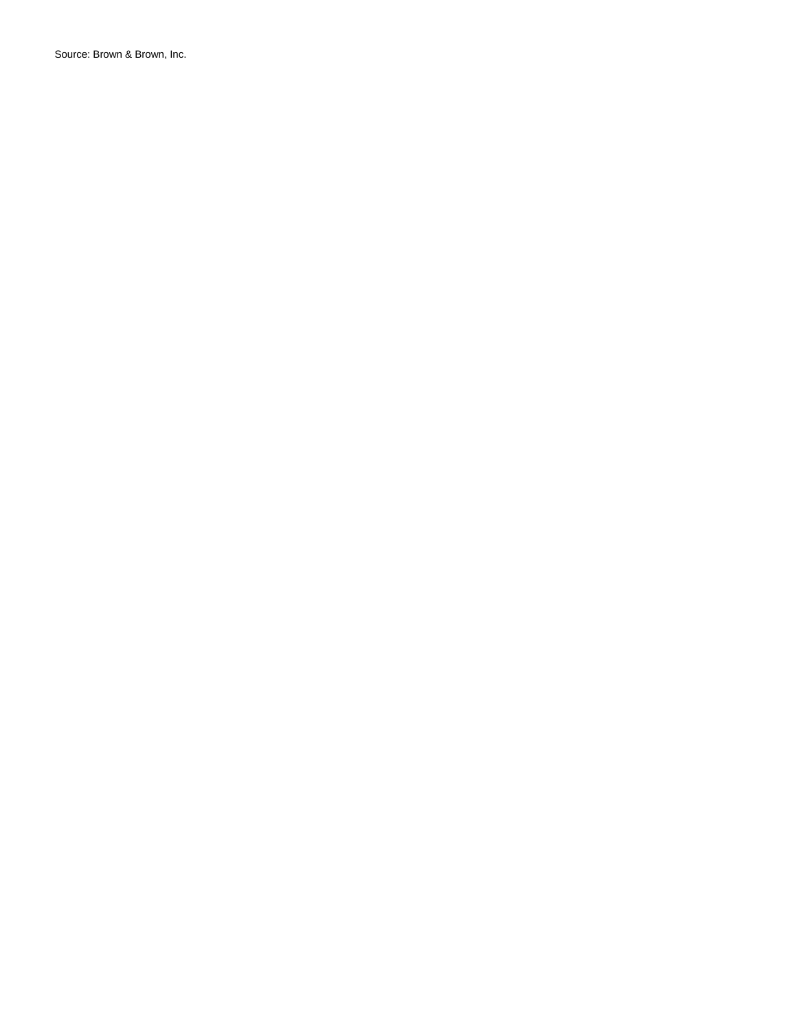Source: Brown & Brown, Inc.